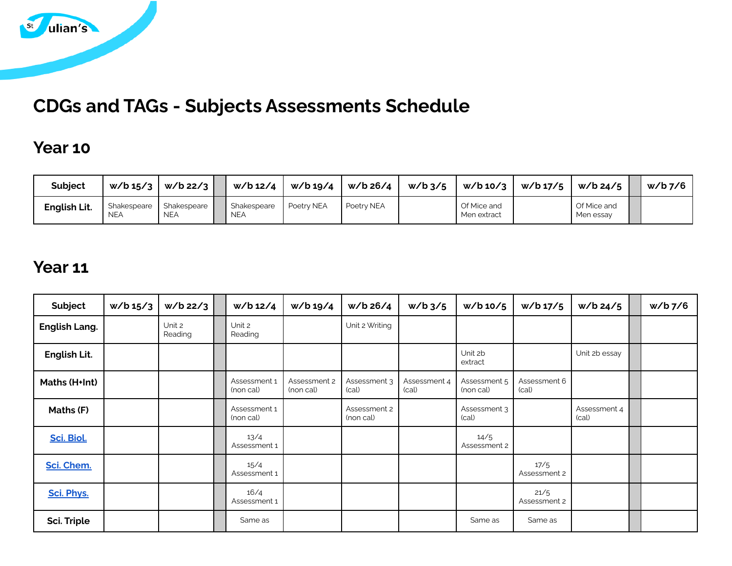# CDGs and TAGs - Subjects Assessments Schedule

## Year 10

| Subject | w/b 15/3 | w/b 22/3 | | w/b 12/4 | w/b 19/4 | w/b 26/4 | w/b 3/5 | w/b 10/3 | w/b 17/5 | w/b 24/5 | | w/b 7/6 |
|---|---|---|---|---|---|---|---|---|---|---|---|---|
| **English Lit.** | Shakespeare NEA | Shakespeare NEA | | Shakespeare NEA | Poetry NEA | Poetry NEA | | Of Mice and Men extract | | Of Mice and Men essay | | |

## Year 11

| Subject | w/b 15/3 | w/b 22/3 | | w/b 12/4 | w/b 19/4 | w/b 26/4 | w/b 3/5 | w/b 10/5 | w/b 17/5 | w/b 24/5 | | w/b 7/6 |
|---|---|---|---|---|---|---|---|---|---|---|---|---|
| **English Lang.** | | Unit 2 Reading | | Unit 2 Reading | | Unit 2 Writing | | | | | | |
| **English Lit.** | | | | | | | | Unit 2b extract | | Unit 2b essay | | |
| **Maths (H+Int)** | | | | Assessment 1 (non cal) | Assessment 2 (non cal) | Assessment 3 (cal) | Assessment 4 (cal) | Assessment 5 (non cal) | Assessment 6 (cal) | | | |
| **Maths (F)** | | | | Assessment 1 (non cal) | | Assessment 2 (non cal) | | Assessment 3 (cal) | | Assessment 4 (cal) | | |
| **Sci. Biol.** | | | | 13/4 Assessment 1 | | | | 14/5 Assessment 2 | | | | |
| **Sci. Chem.** | | | | 15/4 Assessment 1 | | | | | 17/5 Assessment 2 | | | |
| **Sci. Phys.** | | | | 16/4 Assessment 1 | | | | | 21/5 Assessment 2 | | | |
| **Sci. Triple** | | | | Same as | | | | Same as | Same as | | | |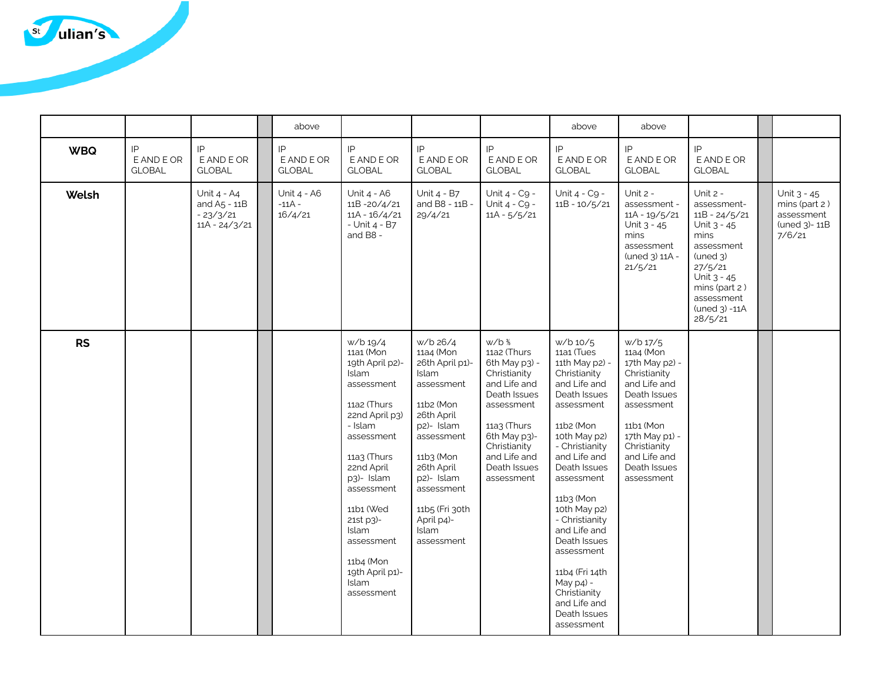| | | | | | | | | | | | | |
|---|---|---|---|---|---|---|---|---|---|---|---|---|
| | | | | above | | | | above | above | | | |
| **WBQ** | IP E AND E OR GLOBAL | IP E AND E OR GLOBAL | | IP E AND E OR GLOBAL | IP E AND E OR GLOBAL | IP E AND E OR GLOBAL | IP E AND E OR GLOBAL | IP E AND E OR GLOBAL | IP E AND E OR GLOBAL | IP E AND E OR GLOBAL | | |
| **Welsh** | | Unit 4 - A4 and A5 - 11B - 23/3/21 11A - 24/3/21 | | Unit 4 - A6 -11A - 16/4/21 | Unit 4 - A6 11B -20/4/21 11A - 16/4/21 - Unit 4 - B7 and B8 - | Unit 4 - B7 and B8 - 11B - 29/4/21 | Unit 4 - C9 - Unit 4 - C9 - 11A - 5/5/21 | Unit 4 - C9 - 11B - 10/5/21 | Unit 2 - assessment - 11A - 19/5/21 Unit 3 - 45 mins assessment (uned 3) 11A - 21/5/21 | Unit 2 - assessment- 11B - 24/5/21 Unit 3 - 45 mins assessment (uned 3) 27/5/21 Unit 3 - 45 mins (part 2 ) assessment (uned 3) -11A 28/5/21 | | Unit 3 - 45 mins (part 2 ) assessment (uned 3)- 11B 7/6/21 |
| **RS** | | | | | w/b 19/4 11a1 (Mon 19th April p2)- Islam assessment<br><br>11a2 (Thurs 22nd April p3) - Islam assessment<br><br>11a3 (Thurs 22nd April p3)- Islam assessment<br><br>11b1 (Wed 21st p3)- Islam assessment<br><br>11b4 (Mon 19th April p1)- Islam assessment | w/b 26/4 11a4 (Mon 26th April p1)- Islam assessment<br><br>11b2 (Mon 26th April p2)- Islam assessment<br><br>11b3 (Mon 26th April p2)- Islam assessment<br><br>11b5 (Fri 30th April p4)- Islam assessment | w/b ⅗ 11a2 (Thurs 6th May p3) - Christianity and Life and Death Issues assessment<br><br>11a3 (Thurs 6th May p3)- Christianity and Life and Death Issues assessment | w/b 10/5 11a1 (Tues 11th May p2) - Christianity and Life and Death Issues assessment<br><br>11b2 (Mon 10th May p2) - Christianity and Life and Death Issues assessment<br><br>11b3 (Mon 10th May p2) - Christianity and Life and Death Issues assessment<br><br>11b4 (Fri 14th May p4) - Christianity and Life and Death Issues assessment | w/b 17/5 11a4 (Mon 17th May p2) - Christianity and Life and Death Issues assessment<br><br>11b1 (Mon 17th May p1) - Christianity and Life and Death Issues assessment | | | |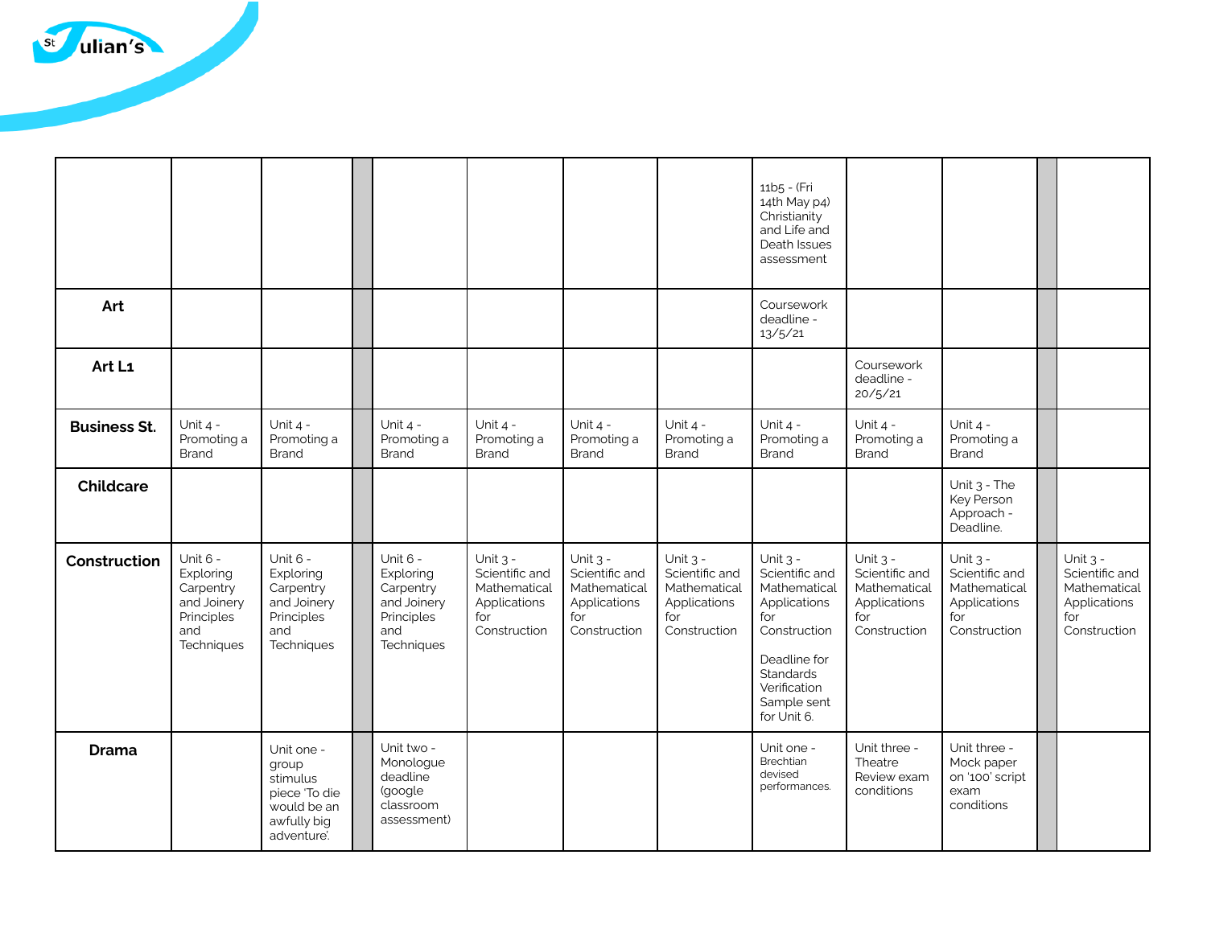|  |  |  |  |  |  |  |  | 11b5 - (Fri 14th May p4) Christianity and Life and Death Issues assessment |  |  |  |  |
|---|---|---|---|---|---|---|---|---|---|---|---|---|
| **Art** |  |  |  |  |  |  |  | Coursework deadline - 13/5/21 |  |  |  |  |
| **Art L1** |  |  |  |  |  |  |  |  | Coursework deadline - 20/5/21 |  |  |  |
| **Business St.** | Unit 4 - Promoting a Brand | Unit 4 - Promoting a Brand |  | Unit 4 - Promoting a Brand | Unit 4 - Promoting a Brand | Unit 4 - Promoting a Brand | Unit 4 - Promoting a Brand | Unit 4 - Promoting a Brand | Unit 4 - Promoting a Brand | Unit 4 - Promoting a Brand |  |  |
| **Childcare** |  |  |  |  |  |  |  |  |  | Unit 3 - The Key Person Approach - Deadline. |  |  |
| **Construction** | Unit 6 - Exploring Carpentry and Joinery Principles and Techniques | Unit 6 - Exploring Carpentry and Joinery Principles and Techniques |  | Unit 6 - Exploring Carpentry and Joinery Principles and Techniques | Unit 3 - Scientific and Mathematical Applications for Construction | Unit 3 - Scientific and Mathematical Applications for Construction | Unit 3 - Scientific and Mathematical Applications for Construction | Unit 3 - Scientific and Mathematical Applications for Construction<br><br>Deadline for Standards Verification Sample sent for Unit 6. | Unit 3 - Scientific and Mathematical Applications for Construction | Unit 3 - Scientific and Mathematical Applications for Construction |  | Unit 3 - Scientific and Mathematical Applications for Construction |
| **Drama** |  | Unit one - group stimulus piece 'To die would be an awfully big adventure'. |  | Unit two - Monologue deadline (google classroom assessment) |  |  |  | Unit one - Brechtian devised performances. | Unit three - Theatre Review exam conditions | Unit three - Mock paper on '100' script exam conditions |  |  |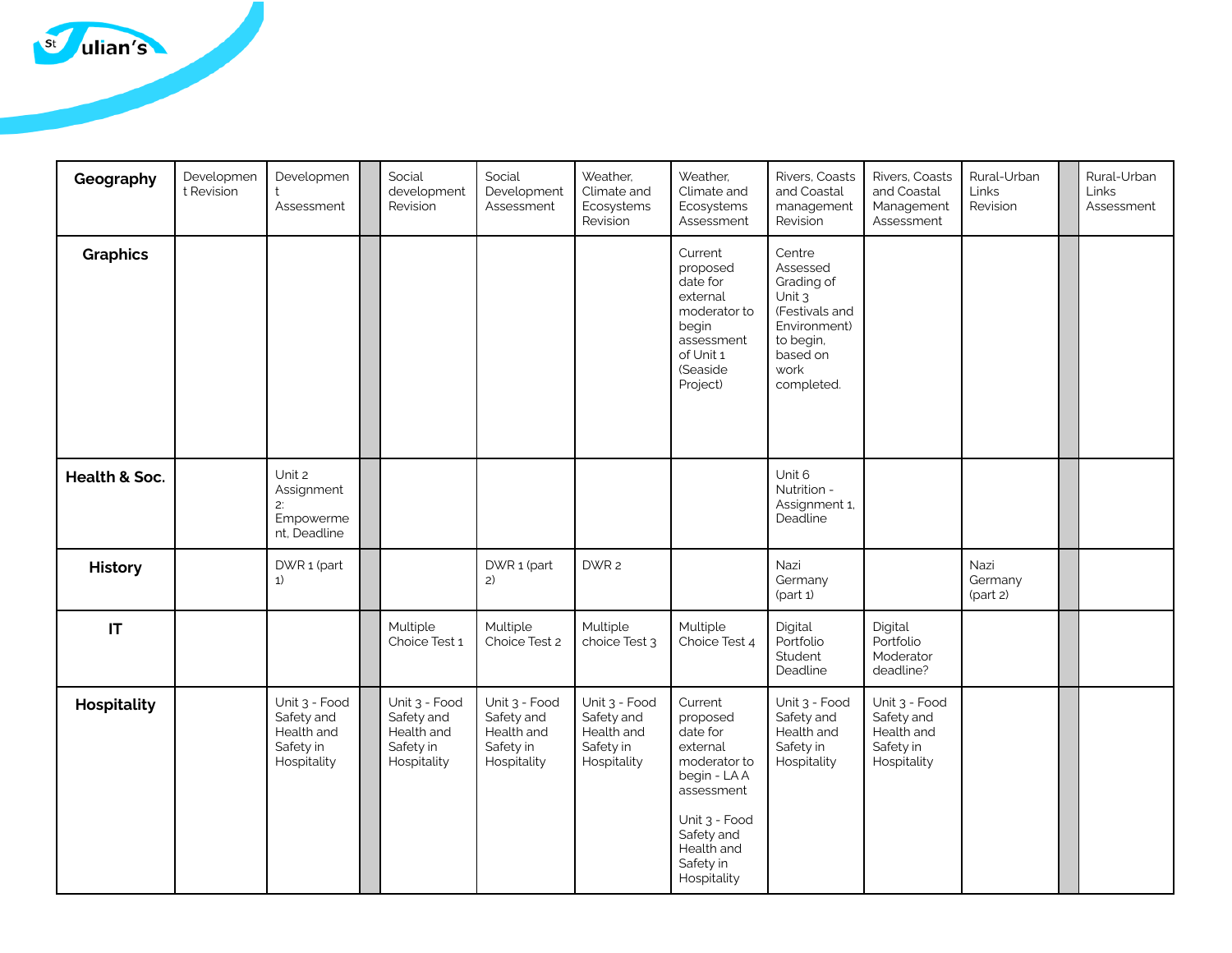| Geography | Development Revision | Development Assessment | | Social development Revision | Social Development Assessment | Weather, Climate and Ecosystems Revision | Weather, Climate and Ecosystems Assessment | Rivers, Coasts and Coastal management Revision | Rivers, Coasts and Coastal Management Assessment | Rural-Urban Links Revision | | Rural-Urban Links Assessment |
|---|---|---|---|---|---|---|---|---|---|---|---|---|
| **Graphics** | | | | | | | Current proposed date for external moderator to begin assessment of Unit 1 (Seaside Project) | Centre Assessed Grading of Unit 3 (Festivals and Environment) to begin, based on work completed. | | | | |
| **Health & Soc.** | | Unit 2 Assignment 2: Empowerment, Deadline | | | | | | Unit 6 Nutrition - Assignment 1, Deadline | | | | |
| **History** | | DWR 1 (part 1) | | | DWR 1 (part 2) | DWR 2 | | Nazi Germany (part 1) | | Nazi Germany (part 2) | | |
| **IT** | | | | Multiple Choice Test 1 | Multiple Choice Test 2 | Multiple choice Test 3 | Multiple Choice Test 4 | Digital Portfolio Student Deadline | Digital Portfolio Moderator deadline? | | | |
| **Hospitality** | | Unit 3 - Food Safety and Health and Safety in Hospitality | | Unit 3 - Food Safety and Health and Safety in Hospitality | Unit 3 - Food Safety and Health and Safety in Hospitality | Unit 3 - Food Safety and Health and Safety in Hospitality | Current proposed date for external moderator to begin - LA A assessment<br><br>Unit 3 - Food Safety and Health and Safety in Hospitality | Unit 3 - Food Safety and Health and Safety in Hospitality | Unit 3 - Food Safety and Health and Safety in Hospitality | | | |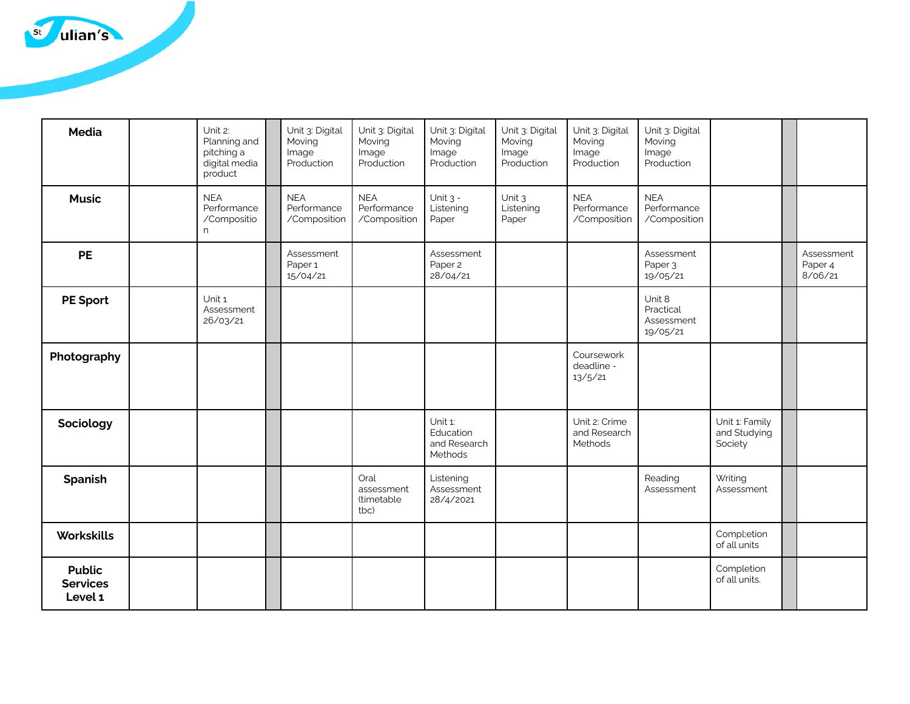| | | | | | | | | | | | | |
|---|---|---|---|---|---|---|---|---|---|---|---|---|
| **Media** | | Unit 2: Planning and pitching a digital media product | | Unit 3: Digital Moving Image Production | Unit 3: Digital Moving Image Production | Unit 3: Digital Moving Image Production | Unit 3: Digital Moving Image Production | Unit 3: Digital Moving Image Production | Unit 3: Digital Moving Image Production | | | |
| **Music** | | NEA Performance /Compositio n | | NEA Performance /Composition | NEA Performance /Composition | Unit 3 - Listening Paper | Unit 3 Listening Paper | NEA Performance /Composition | NEA Performance /Composition | | | |
| **PE** | | | | Assessment Paper 1 15/04/21 | | Assessment Paper 2 28/04/21 | | | Assessment Paper 3 19/05/21 | | | Assessment Paper 4 8/06/21 |
| **PE Sport** | | Unit 1 Assessment 26/03/21 | | | | | | | Unit 8 Practical Assessment 19/05/21 | | | |
| **Photography** | | | | | | | | Coursework deadline - 13/5/21 | | | | |
| **Sociology** | | | | | | Unit 1: Education and Research Methods | | Unit 2: Crime and Research Methods | | Unit 1: Family and Studying Society | | |
| **Spanish** | | | | | Oral assessment (timetable tbc) | Listening Assessment 28/4/2021 | | | Reading Assessment | Writing Assessment | | |
| **Workskills** | | | | | | | | | | Compl;etion of all units | | |
| **Public Services Level 1** | | | | | | | | | | Completion of all units. | | |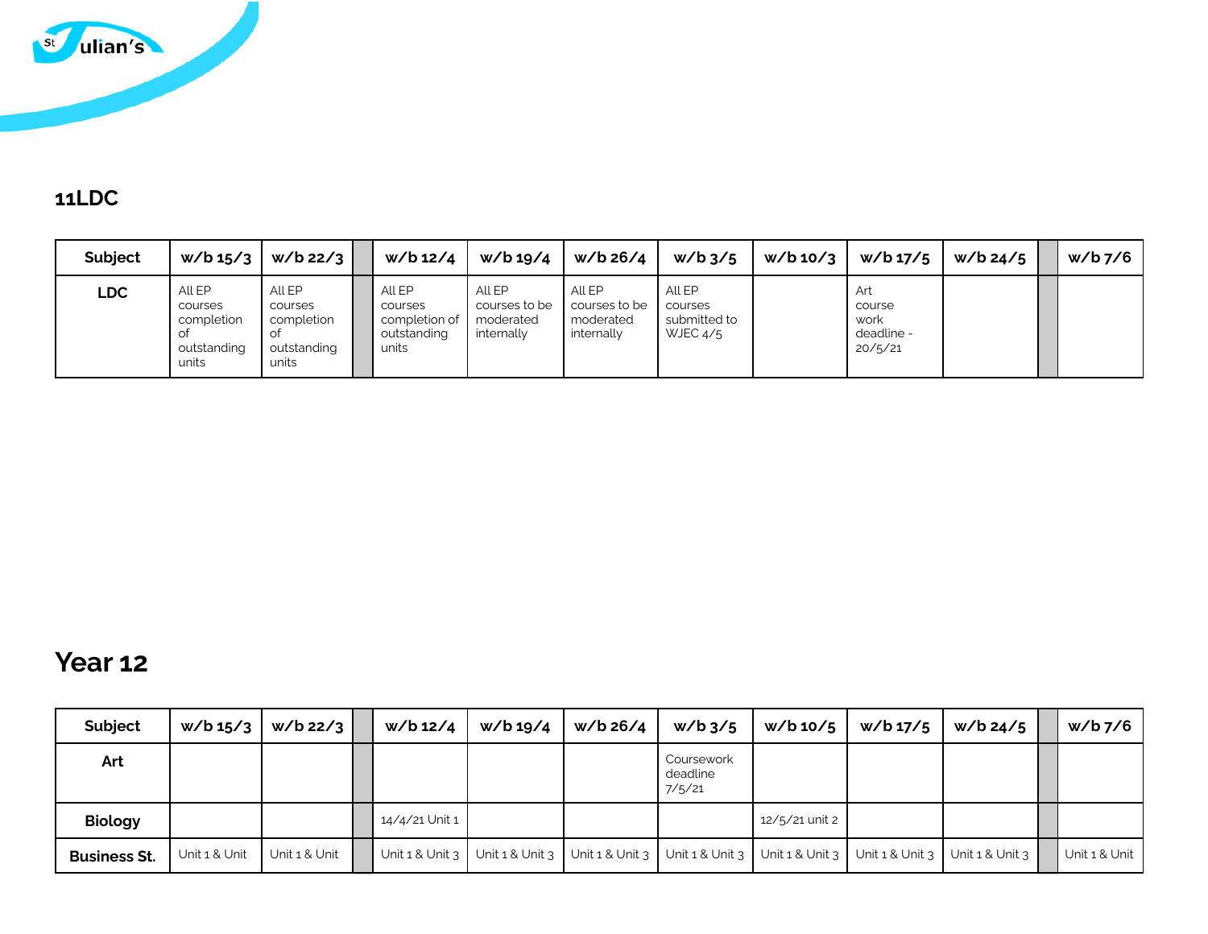## 11LDC

| Subject | w/b 15/3 | w/b 22/3 | | w/b 12/4 | w/b 19/4 | w/b 26/4 | w/b 3/5 | w/b 10/3 | w/b 17/5 | w/b 24/5 | | w/b 7/6 |
|---|---|---|---|---|---|---|---|---|---|---|---|---|
| **LDC** | All EP courses completion of outstanding units | All EP courses completion of outstanding units | | All EP courses completion of outstanding units | All EP courses to be moderated internally | All EP courses to be moderated internally | All EP courses submitted to WJEC 4/5 | | Art course work deadline - 20/5/21 | | | |

# Year 12

| Subject | w/b 15/3 | w/b 22/3 | | w/b 12/4 | w/b 19/4 | w/b 26/4 | w/b 3/5 | w/b 10/5 | w/b 17/5 | w/b 24/5 | | w/b 7/6 |
|---|---|---|---|---|---|---|---|---|---|---|---|---|
| **Art** | | | | | | | Coursework deadline 7/5/21 | | | | | |
| **Biology** | | | | 14/4/21 Unit 1 | | | | 12/5/21 unit 2 | | | | |
| **Business St.** | Unit 1 & Unit | Unit 1 & Unit | | Unit 1 & Unit 3 | Unit 1 & Unit 3 | Unit 1 & Unit 3 | Unit 1 & Unit 3 | Unit 1 & Unit 3 | Unit 1 & Unit 3 | Unit 1 & Unit 3 | | Unit 1 & Unit |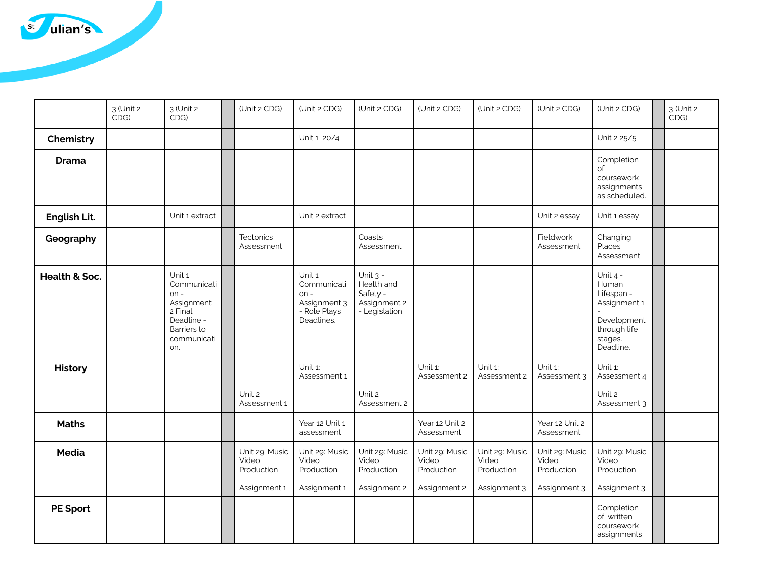| | 3 (Unit 2 CDG) | 3 (Unit 2 CDG) | | (Unit 2 CDG) | (Unit 2 CDG) | (Unit 2 CDG) | (Unit 2 CDG) | (Unit 2 CDG) | (Unit 2 CDG) | (Unit 2 CDG) | | 3 (Unit 2 CDG) |
|---|---|---|---|---|---|---|---|---|---|---|---|---|
| **Chemistry** | | | | | Unit 1 20/4 | | | | | Unit 2 25/5 | | |
| **Drama** | | | | | | | | | | Completion of coursework assignments as scheduled. | | |
| **English Lit.** | | Unit 1 extract | | | Unit 2 extract | | | | Unit 2 essay | Unit 1 essay | | |
| **Geography** | | | | Tectonics Assessment | | Coasts Assessment | | | Fieldwork Assessment | Changing Places Assessment | | |
| **Health & Soc.** | | Unit 1 Communication - Assignment 2 Final Deadline - Barriers to communication. | | | Unit 1 Communication - Assignment 3 - Role Plays Deadlines. | Unit 3 - Health and Safety - Assignment 2 - Legislation. | | | | Unit 4 - Human Lifespan - Assignment 1 - Development through life stages. Deadline. | | |
| **History** | | | | Unit 2 Assessment 1 | Unit 1: Assessment 1 | Unit 2 Assessment 2 | Unit 1: Assessment 2 | Unit 1: Assessment 2 | Unit 1: Assessment 3 | Unit 1: Assessment 4<br><br>Unit 2 Assessment 3 | | |
| **Maths** | | | | | Year 12 Unit 1 assessment | | Year 12 Unit 2 Assessment | | Year 12 Unit 2 Assessment | | | |
| **Media** | | | | Unit 29: Music Video Production<br><br>Assignment 1 | Unit 29: Music Video Production<br><br>Assignment 1 | Unit 29: Music Video Production<br><br>Assignment 2 | Unit 29: Music Video Production<br><br>Assignment 2 | Unit 29: Music Video Production<br><br>Assignment 3 | Unit 29: Music Video Production<br><br>Assignment 3 | Unit 29: Music Video Production<br><br>Assignment 3 | | |
| **PE Sport** | | | | | | | | | | Completion of written coursework assignments | | |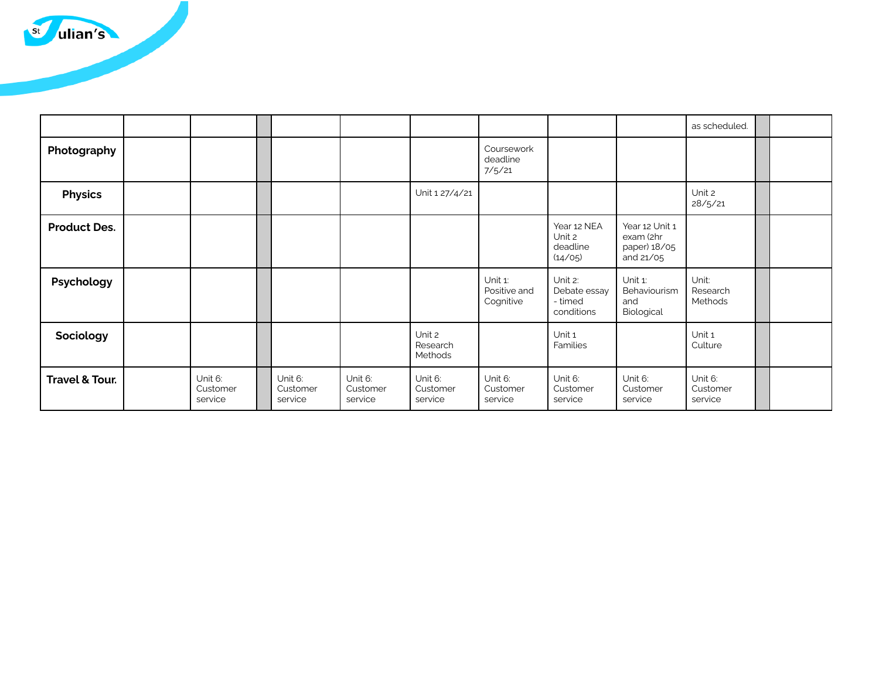|  |  |  |  |  |  |  |  |  |  |  |  |  |
|---|---|---|---|---|---|---|---|---|---|---|---|---|
|  |  |  |  |  |  |  |  |  |  | as scheduled. |  |  |
| **Photography** |  |  |  |  |  |  | Coursework deadline 7/5/21 |  |  |  |  |  |
| **Physics** |  |  |  |  |  | Unit 1 27/4/21 |  |  |  | Unit 2 28/5/21 |  |  |
| **Product Des.** |  |  |  |  |  |  |  | Year 12 NEA Unit 2 deadline (14/05) | Year 12 Unit 1 exam (2hr paper) 18/05 and 21/05 |  |  |  |
| **Psychology** |  |  |  |  |  |  | Unit 1: Positive and Cognitive | Unit 2: Debate essay - timed conditions | Unit 1: Behaviourism and Biological | Unit: Research Methods |  |  |
| **Sociology** |  |  |  |  |  | Unit 2 Research Methods |  | Unit 1 Families |  | Unit 1 Culture |  |  |
| **Travel & Tour.** |  | Unit 6: Customer service |  | Unit 6: Customer service | Unit 6: Customer service | Unit 6: Customer service | Unit 6: Customer service | Unit 6: Customer service | Unit 6: Customer service | Unit 6: Customer service |  |  |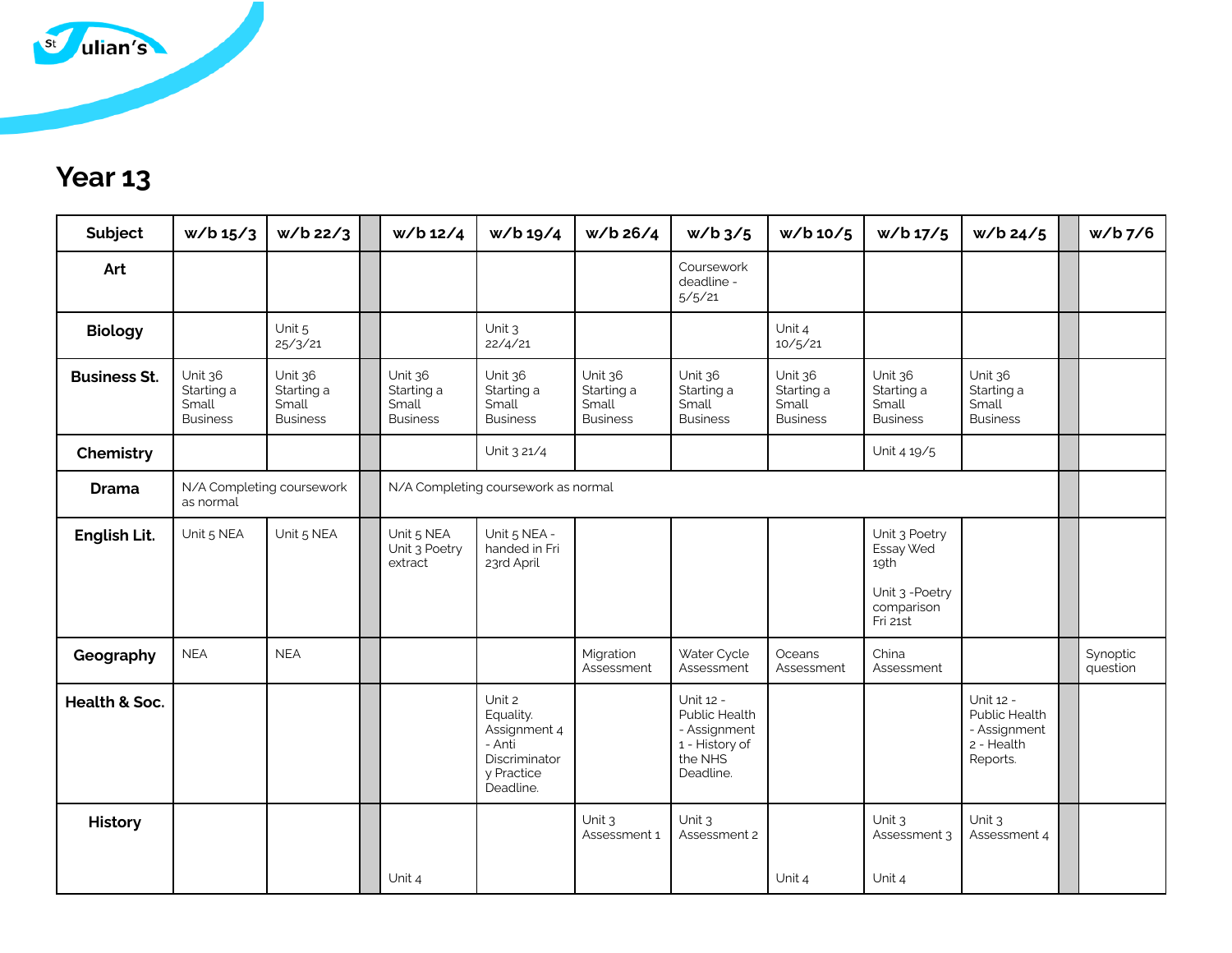## Year 13

| Subject | w/b 15/3 | w/b 22/3 | | w/b 12/4 | w/b 19/4 | w/b 26/4 | w/b 3/5 | w/b 10/5 | w/b 17/5 | w/b 24/5 | | w/b 7/6 |
|---|---|---|---|---|---|---|---|---|---|---|---|---|
| **Art** | | | | | | | Coursework deadline - 5/5/21 | | | | | |
| **Biology** | | Unit 5 25/3/21 | | | Unit 3 22/4/21 | | | Unit 4 10/5/21 | | | | |
| **Business St.** | Unit 36 Starting a Small Business | Unit 36 Starting a Small Business | | Unit 36 Starting a Small Business | Unit 36 Starting a Small Business | Unit 36 Starting a Small Business | Unit 36 Starting a Small Business | Unit 36 Starting a Small Business | Unit 36 Starting a Small Business | Unit 36 Starting a Small Business | | |
| **Chemistry** | | | | | Unit 3 21/4 | | | | Unit 4 19/5 | | | |
| **Drama** | N/A Completing coursework as normal | | | N/A Completing coursework as normal | | | | | | | | |
| **English Lit.** | Unit 5 NEA | Unit 5 NEA | | Unit 5 NEA Unit 3 Poetry extract | Unit 5 NEA - handed in Fri 23rd April | | | | Unit 3 Poetry Essay Wed 19th<br><br>Unit 3 -Poetry comparison Fri 21st | | | |
| **Geography** | NEA | NEA | | | | Migration Assessment | Water Cycle Assessment | Oceans Assessment | China Assessment | | | Synoptic question |
| **Health & Soc.** | | | | | Unit 2 Equality. Assignment 4 - Anti Discriminatory Practice Deadline. | | Unit 12 - Public Health - Assignment 1 - History of the NHS Deadline. | | | Unit 12 - Public Health - Assignment 2 - Health Reports. | | |
| **History** | | | | Unit 4 | | Unit 3 Assessment 1 | Unit 3 Assessment 2 | Unit 4 | Unit 3 Assessment 3<br><br>Unit 4 | Unit 3 Assessment 4 | | |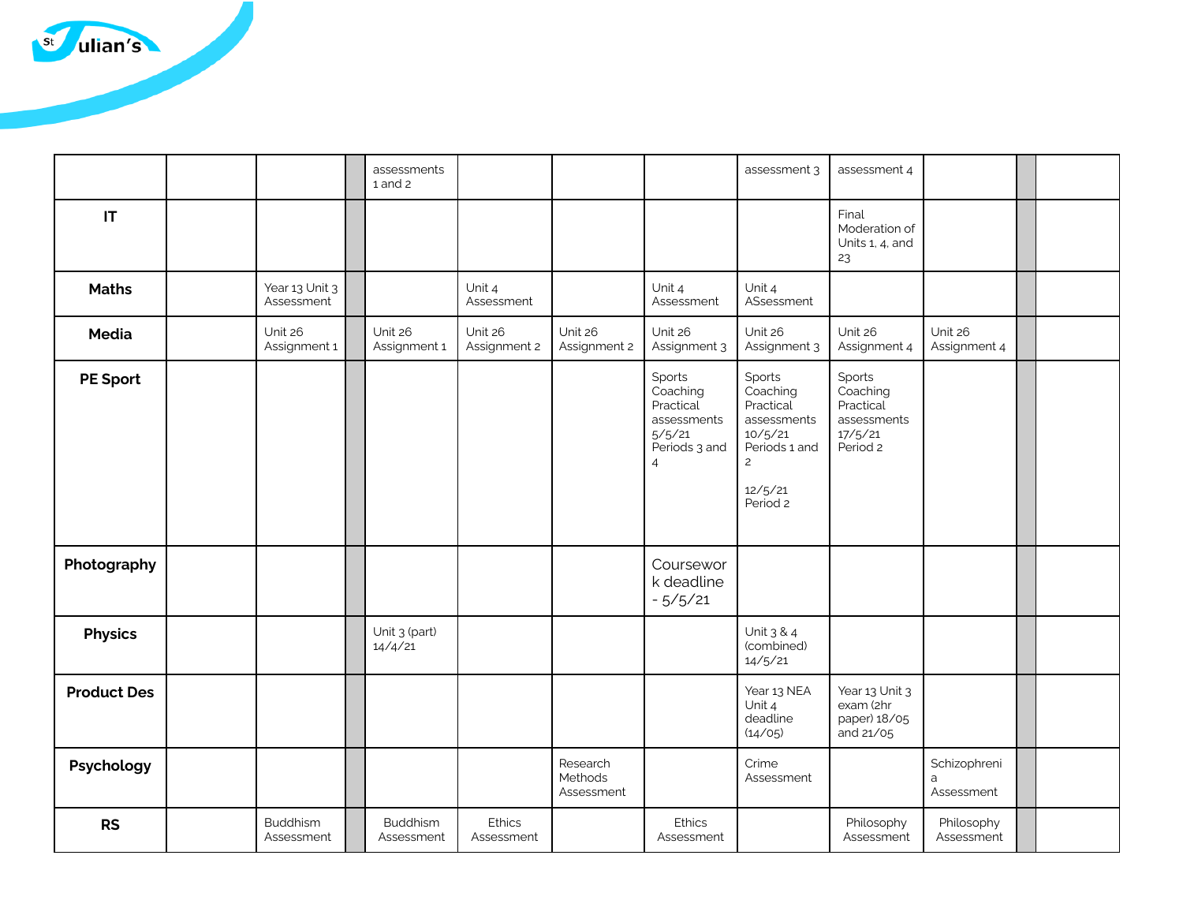| | | | | | | | | | | | | |
|---|---|---|---|---|---|---|---|---|---|---|---|---|
| | | | | assessments 1 and 2 | | | | assessment 3 | assessment 4 | | | |
| **IT** | | | | | | | | | Final Moderation of Units 1, 4, and 23 | | | |
| **Maths** | | Year 13 Unit 3 Assessment | | | Unit 4 Assessment | | Unit 4 Assessment | Unit 4 ASsessment | | | | |
| **Media** | | Unit 26 Assignment 1 | | Unit 26 Assignment 1 | Unit 26 Assignment 2 | Unit 26 Assignment 2 | Unit 26 Assignment 3 | Unit 26 Assignment 3 | Unit 26 Assignment 4 | Unit 26 Assignment 4 | | |
| **PE Sport** | | | | | | | Sports Coaching Practical assessments 5/5/21 Periods 3 and 4 | Sports Coaching Practical assessments 10/5/21 Periods 1 and 2<br><br>12/5/21 Period 2 | Sports Coaching Practical assessments 17/5/21 Period 2 | | | |
| **Photography** | | | | | | | Coursework deadline - 5/5/21 | | | | | |
| **Physics** | | | | Unit 3 (part) 14/4/21 | | | | Unit 3 & 4 (combined) 14/5/21 | | | | |
| **Product Des** | | | | | | | | Year 13 NEA Unit 4 deadline (14/05) | Year 13 Unit 3 exam (2hr paper) 18/05 and 21/05 | | | |
| **Psychology** | | | | | | Research Methods Assessment | | Crime Assessment | | Schizophrenia Assessment | | |
| **RS** | | Buddhism Assessment | | Buddhism Assessment | Ethics Assessment | | Ethics Assessment | | Philosophy Assessment | Philosophy Assessment | | |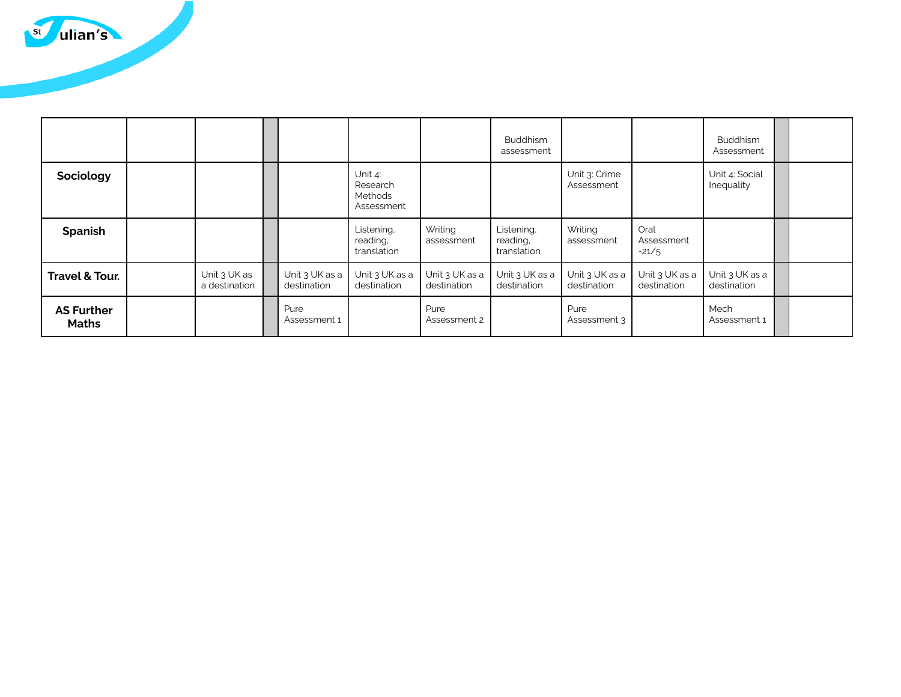| | | | | | | | | | | | | |
|---|---|---|---|---|---|---|---|---|---|---|---|---|
| | | | | | | | Buddhism assessment | | | Buddhism Assessment | | |
| **Sociology** | | | | | Unit 4: Research Methods Assessment | | | Unit 3: Crime Assessment | | Unit 4: Social Inequality | | |
| **Spanish** | | | | | Listening, reading, translation | Writing assessment | Listening, reading, translation | Writing assessment | Oral Assessment -21/5 | | | |
| **Travel & Tour.** | | Unit 3 UK as a destination | | Unit 3 UK as a destination | Unit 3 UK as a destination | Unit 3 UK as a destination | Unit 3 UK as a destination | Unit 3 UK as a destination | Unit 3 UK as a destination | Unit 3 UK as a destination | | |
| **AS Further Maths** | | | | Pure Assessment 1 | | Pure Assessment 2 | | Pure Assessment 3 | | Mech Assessment 1 | | |